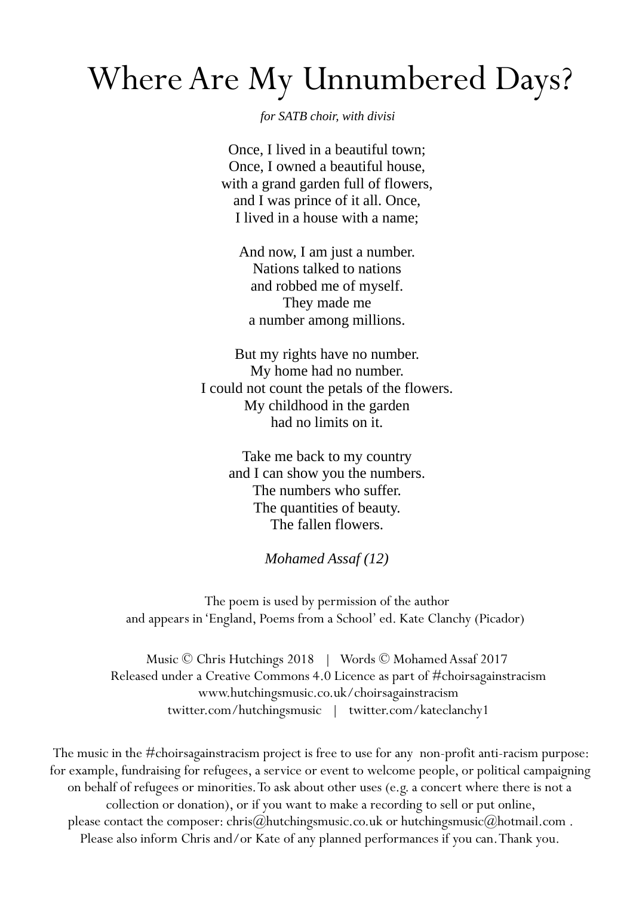# Where Are My Unnumbered Days?

*for SATB choir, with divisi*

Once, I lived in a beautiful town;
Once, I owned a beautiful house,
with a grand garden full of flowers,
and I was prince of it all. Once,
I lived in a house with a name;

And now, I am just a number.
Nations talked to nations
and robbed me of myself.
They made me
a number among millions.

But my rights have no number.
My home had no number.
I could not count the petals of the flowers.
My childhood in the garden
had no limits on it.

Take me back to my country
and I can show you the numbers.
The numbers who suffer.
The quantities of beauty.
The fallen flowers.

*Mohamed Assaf (12)*

The poem is used by permission of the author
and appears in 'England, Poems from a School' ed. Kate Clanchy (Picador)

Music © Chris Hutchings 2018 | Words © Mohamed Assaf 2017
Released under a Creative Commons 4.0 Licence as part of #choirsagainstracism
www.hutchingsmusic.co.uk/choirsagainstracism
twitter.com/hutchingsmusic | twitter.com/kateclanchy1

The music in the #choirsagainstracism project is free to use for any non-profit anti-racism purpose: for example, fundraising for refugees, a service or event to welcome people, or political campaigning on behalf of refugees or minorities. To ask about other uses (e.g. a concert where there is not a collection or donation), or if you want to make a recording to sell or put online, please contact the composer: chris@hutchingsmusic.co.uk or hutchingsmusic@hotmail.com .
Please also inform Chris and/or Kate of any planned performances if you can. Thank you.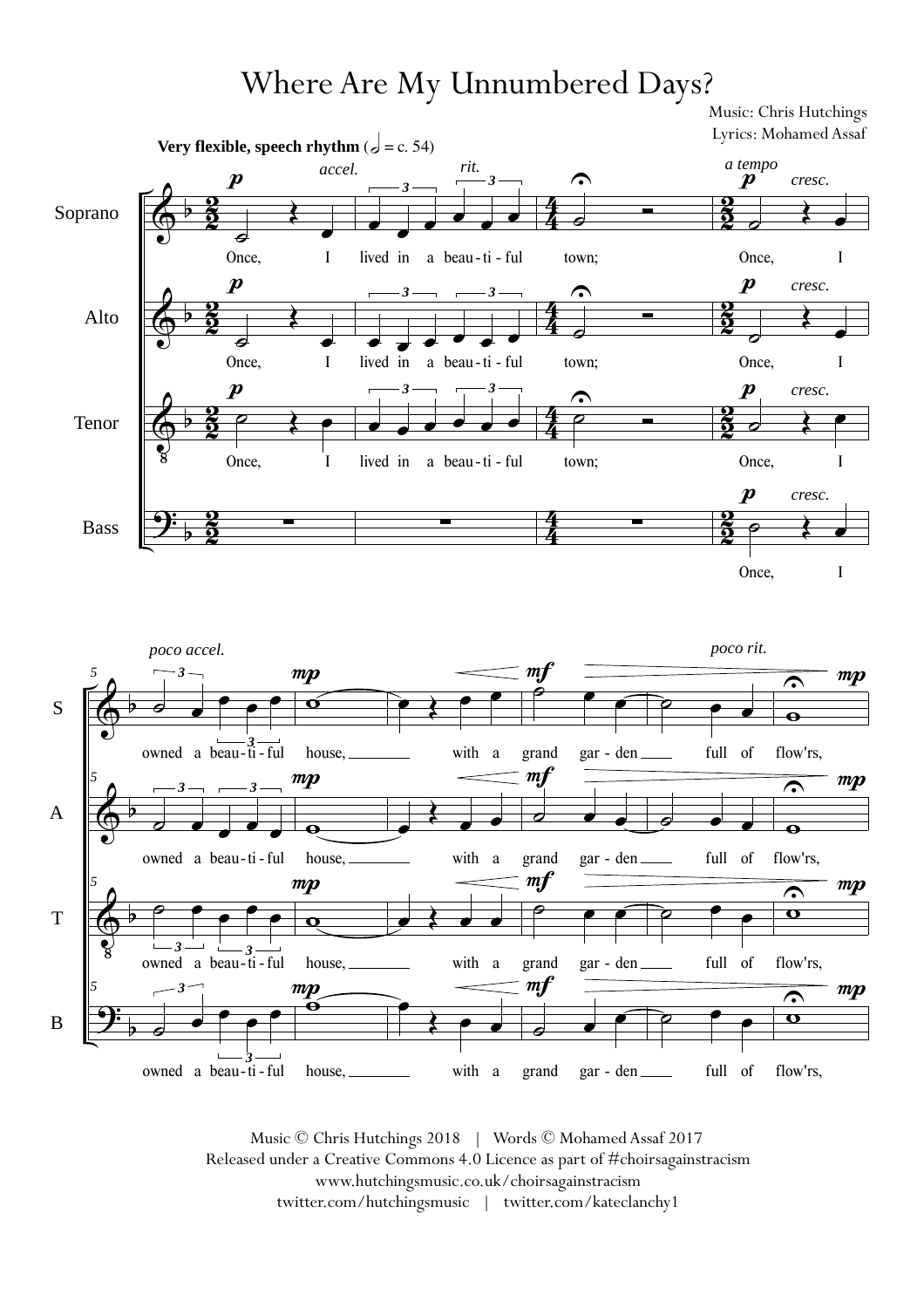# Where Are My Unnumbered Days?

Music: Chris Hutchings
Lyrics: Mohamed Assaf

Music © Chris Hutchings 2018 | Words © Mohamed Assaf 2017
Released under a Creative Commons 4.0 Licence as part of #choirsagainstracism
www.hutchingsmusic.co.uk/choirsagainstracism
twitter.com/hutchingsmusic | twitter.com/kateclanchy1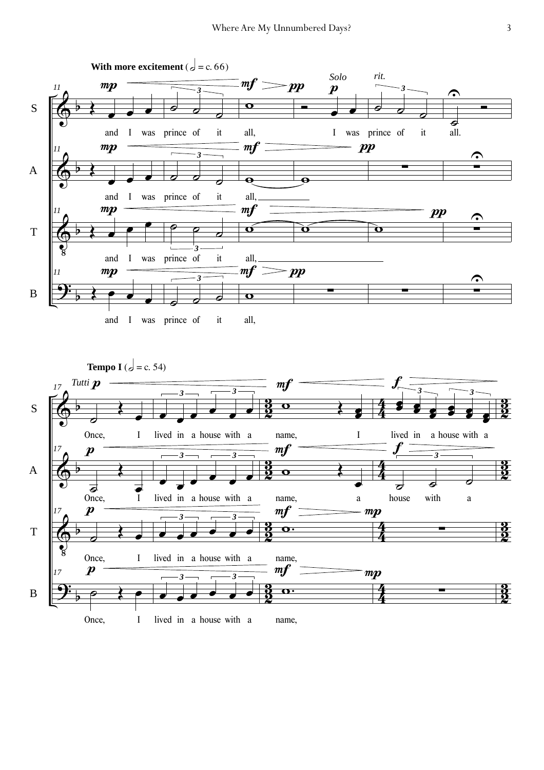**With more excitement** (𝅗𝅥 = c. 66)

11

S: and I was prince of it all, *Solo* I was prince of it all.

A: and I was prince of it all,

T: and I was prince of it all,

B: and I was prince of it all,

**Tempo I** (𝅗𝅥 = c. 54)

17

S: *Tutti* Once, I lived in a house with a name, I lived in a house with a

A: Once, I lived in a house with a name, a house with a

T: Once, I lived in a house with a name,

B: Once, I lived in a house with a name,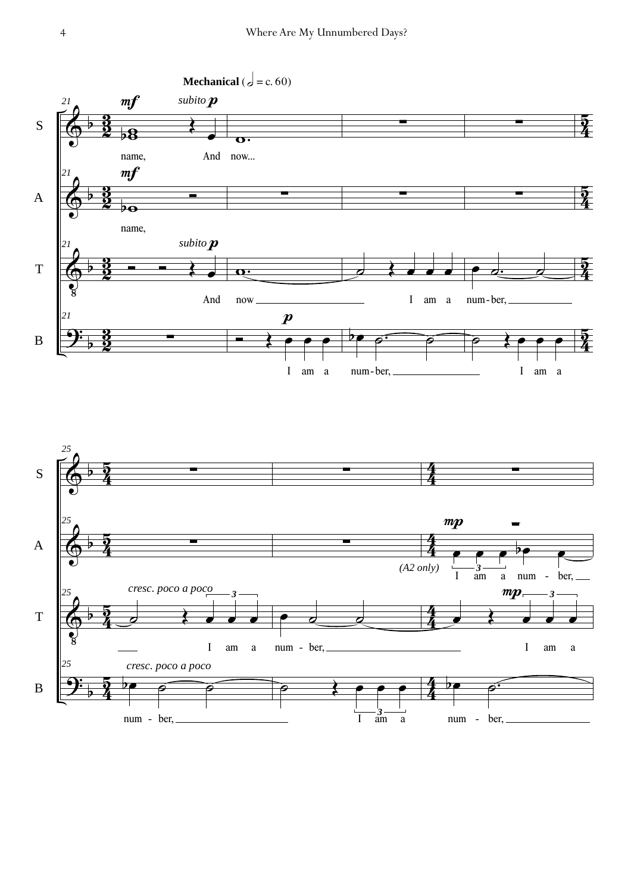**Mechanical** (𝅗𝅥 = c. 60)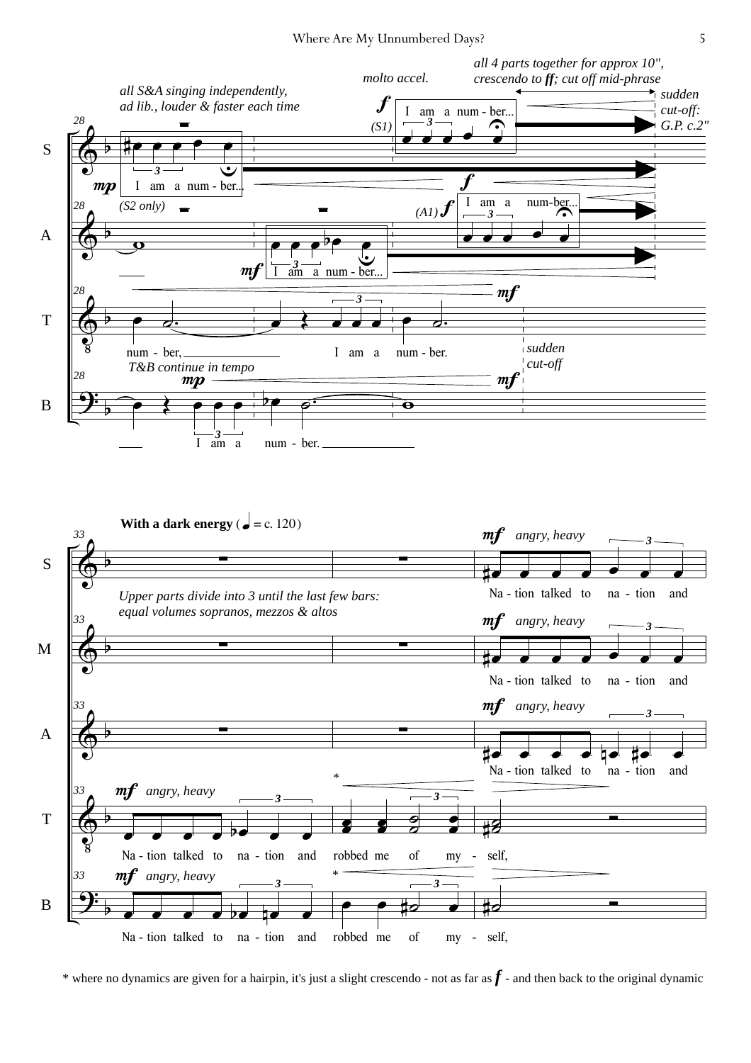* where no dynamics are given for a hairpin, it's just a slight crescendo - not as far as *f* - and then back to the original dynamic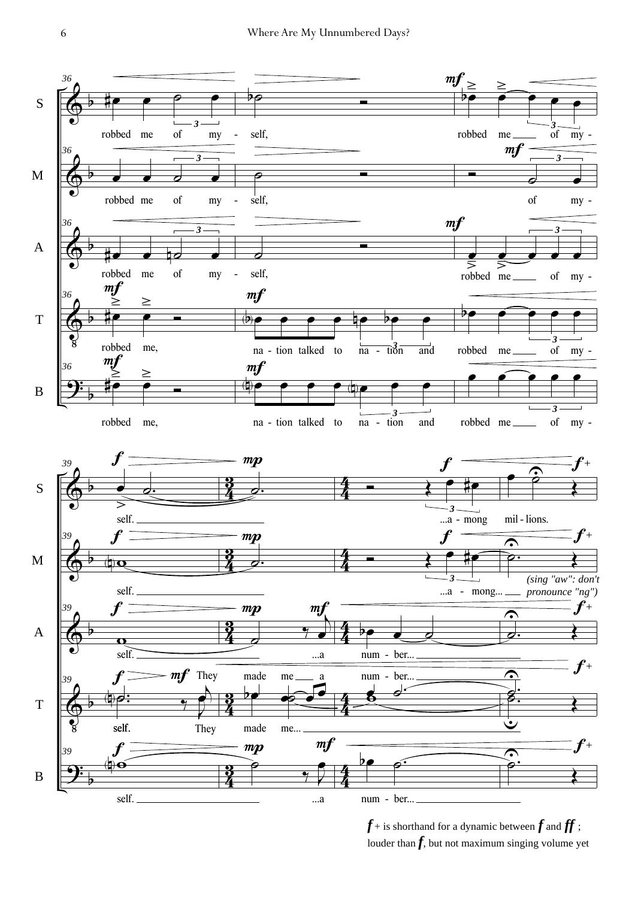***f*** + is shorthand for a dynamic between ***f*** and ***ff*** ; louder than ***f***, but not maximum singing volume yet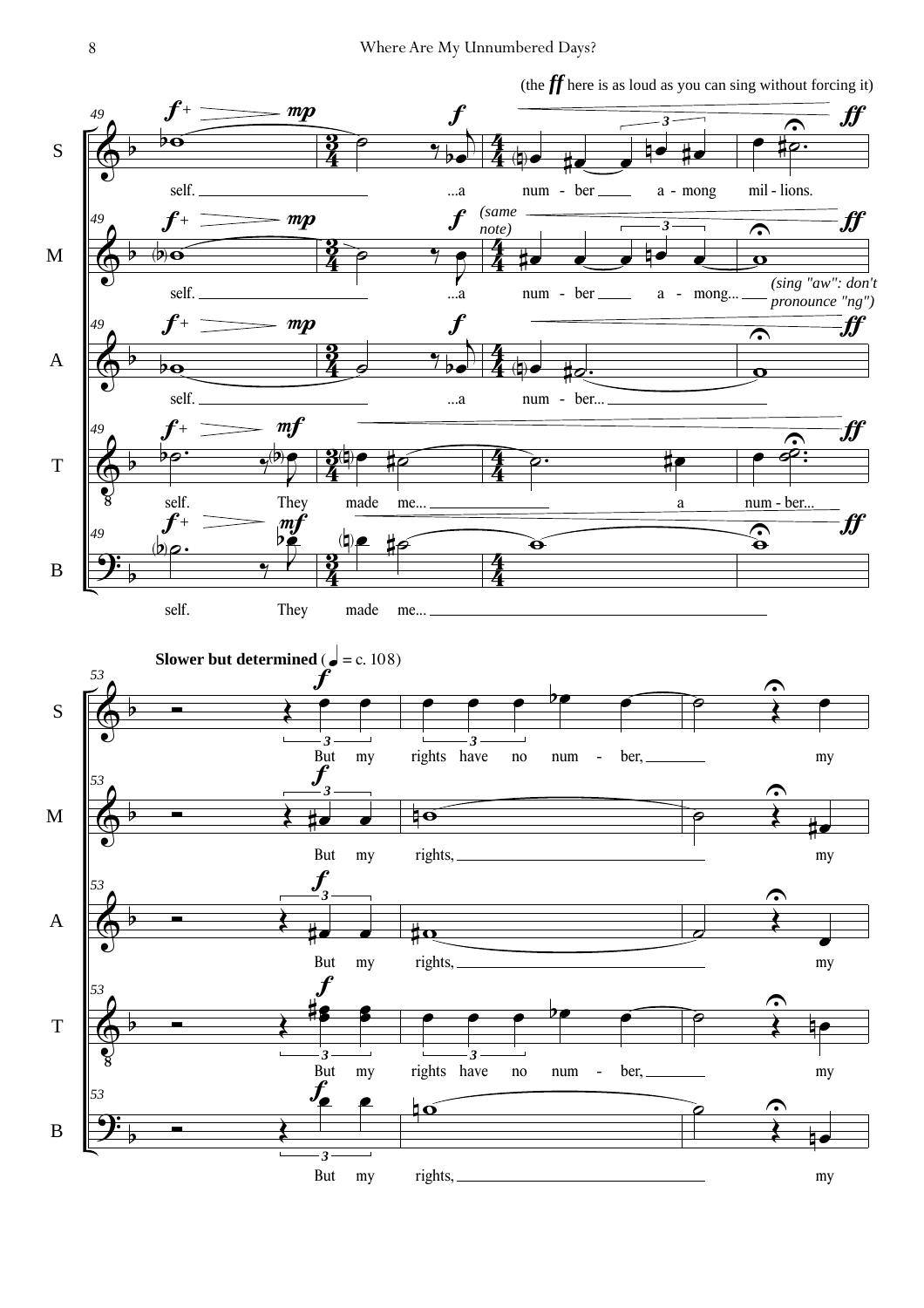(the *ff* here is as loud as you can sing without forcing it)

**Slower but determined** (♩ = c. 108)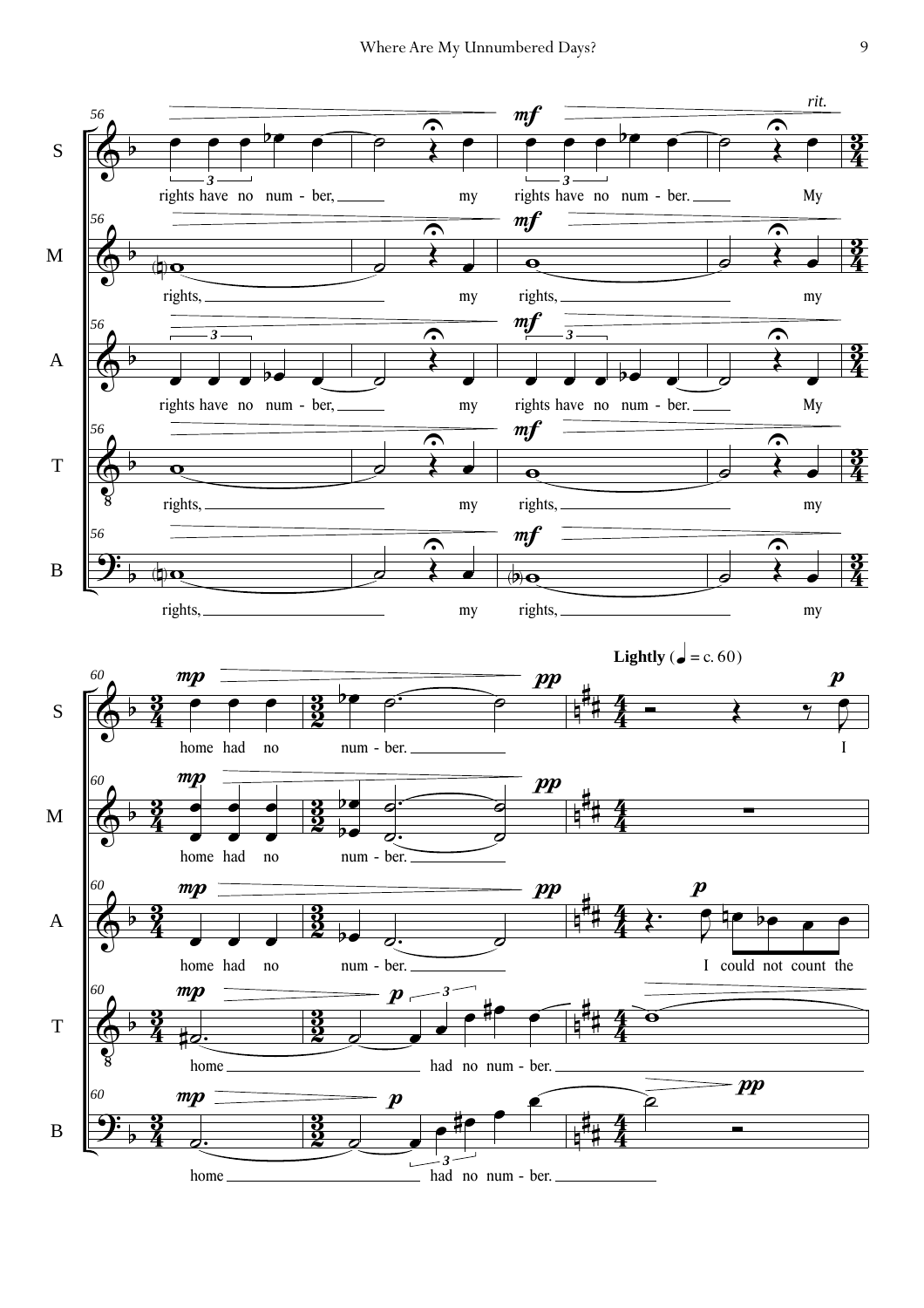**S:** rights have no num - ber, my rights have no num - ber. My

**M:** rights, my rights, my

**A:** rights have no num - ber, my rights have no num - ber. My

**T:** rights, my rights, my

**B:** rights, my rights, my

*rit.*

**Lightly** (♩ = c. 60)

**S:** home had no num - ber. I

**M:** home had no num - ber.

**A:** home had no num - ber. I could not count the

**T:** home had no num - ber.

**B:** home had no num - ber.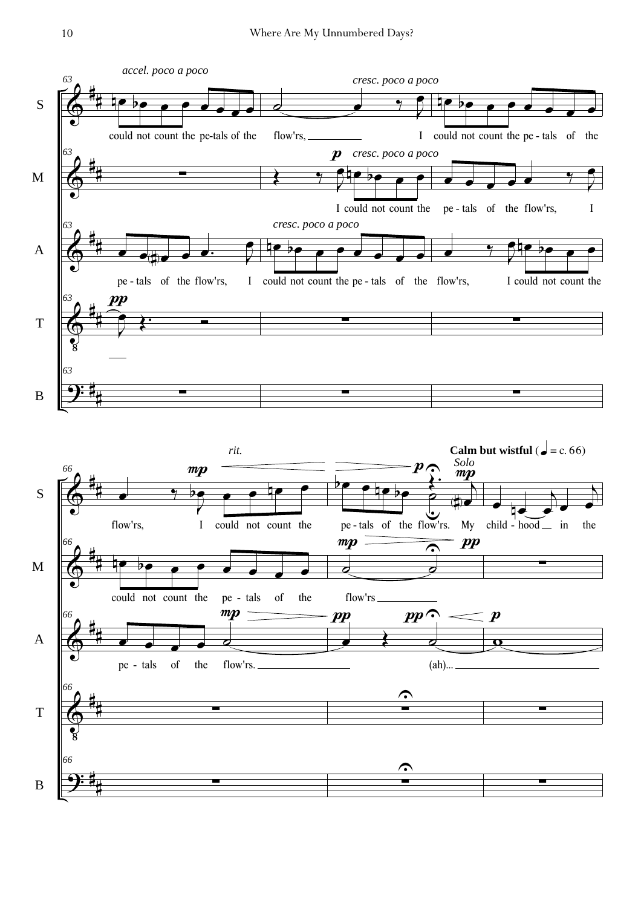*accel. poco a poco*

*cresc. poco a poco*

S: could not count the pe-tals of the flow'rs, I could not count the pe - tals of the

M: I could not count the pe - tals of the flow'rs, I

A: pe - tals of the flow'rs, I could not count the pe - tals of the flow'rs, I could not count the

*rit.*

**Calm but wistful** (♩ = c. 66)

*Solo*

S: flow'rs, I could not count the pe - tals of the flow'rs. My child - hood in the

M: could not count the pe - tals of the flow'rs

A: pe - tals of the flow'rs. (ah)...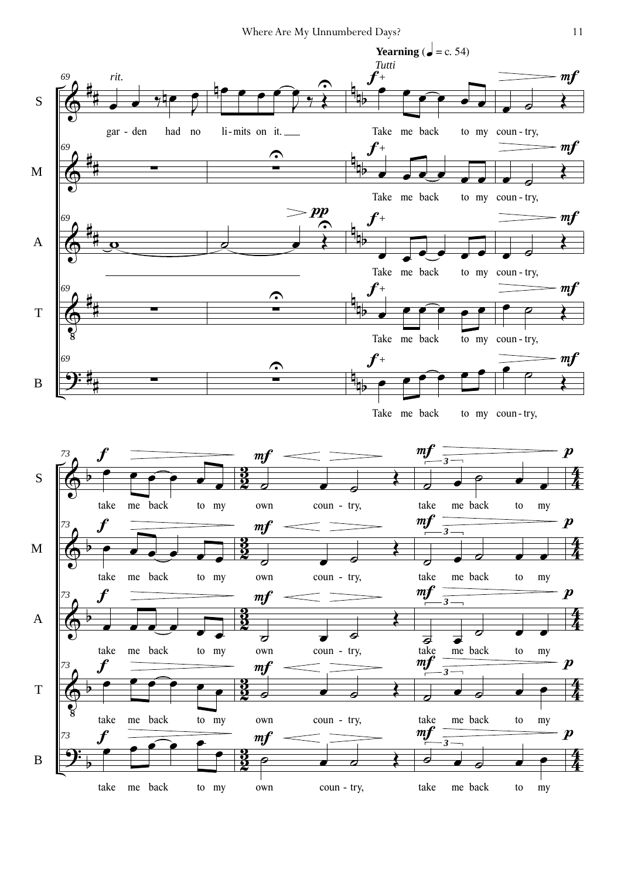**Yearning** (♩ = c. 54)

*Tutti*

*rit.*

S: gar - den had no li - mits on it. Take me back to my coun - try,

M: Take me back to my coun - try,

A: Take me back to my coun - try,

T: Take me back to my coun - try,

B: Take me back to my coun - try,

S: take me back to my own coun - try, take me back to my

M: take me back to my own coun - try, take me back to my

A: take me back to my own coun - try, take me back to my

T: take me back to my own coun - try, take me back to my

B: take me back to my own coun - try, take me back to my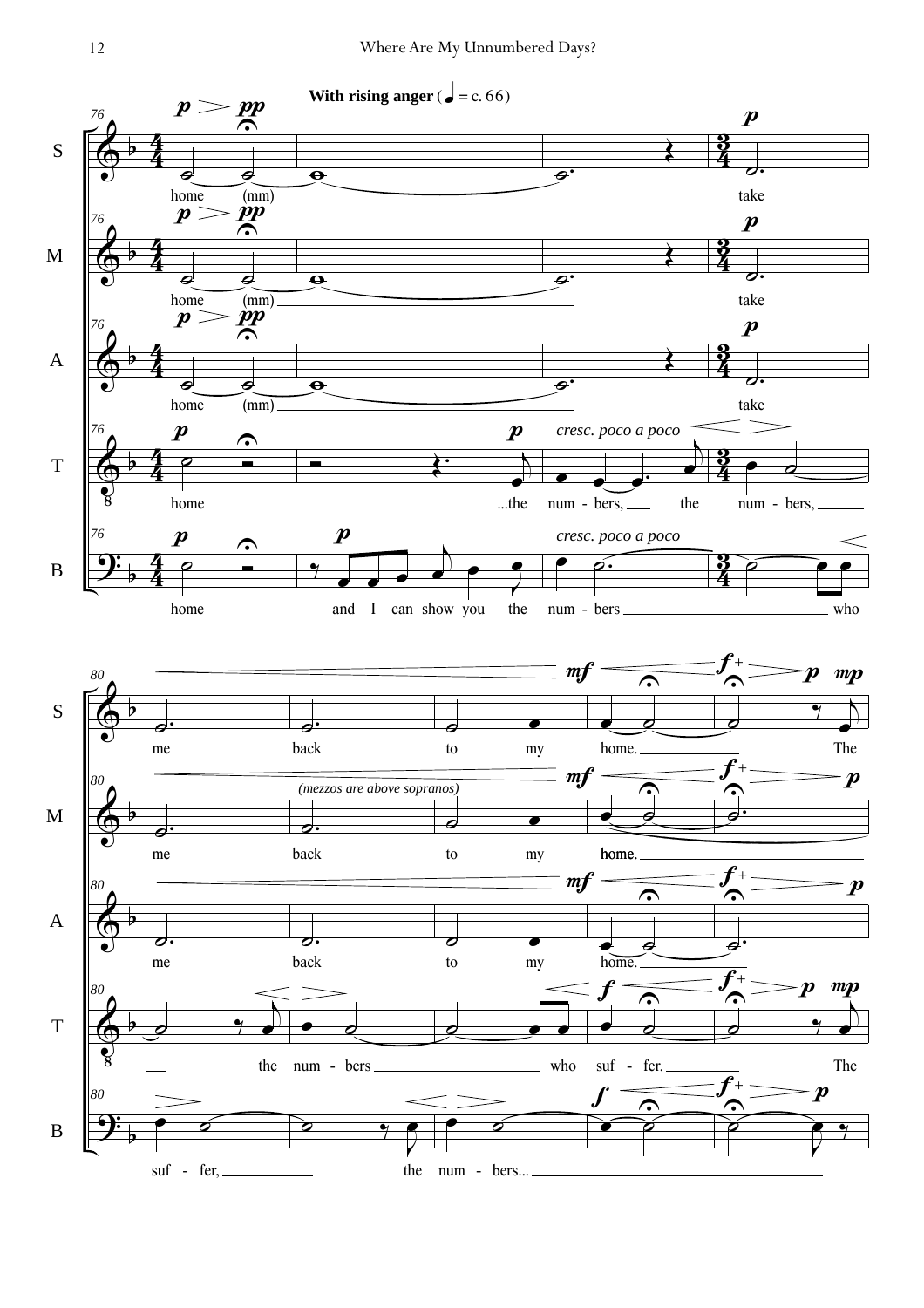**With rising anger** (♩ = c. 66)

S: home (mm) take me back to my home. The

M: home (mm) take me back to my home.

*(mezzos are above sopranos)*

A: home (mm) take me back to my home.

T: home ...the num - bers, the num - bers, the num - bers who suf - fer. The

*cresc. poco a poco*

B: home and I can show you the num - bers who suf - fer, the num - bers...

*cresc. poco a poco*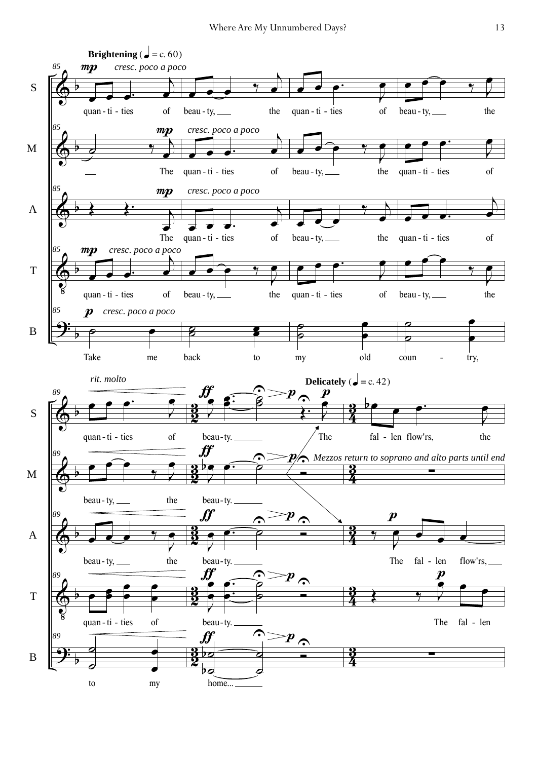**Brightening** (♩ = c. 60)

*mp* *cresc. poco a poco*

S: quan - ti - ties of beau - ty, the quan - ti - ties of beau - ty, the

M: The quan - ti - ties of beau - ty, the quan - ti - ties of

A: The quan - ti - ties of beau - ty, the quan - ti - ties of

T: quan - ti - ties of beau - ty, the quan - ti - ties of beau - ty, the

B: *p* *cresc. poco a poco* Take me back to my old coun - try,

*rit. molto* *ff* **Delicately** (♩ = c. 42) *p*

S: quan - ti - ties of beau - ty. The fal - len flow'rs, the

M: beau - ty, the beau - ty.

*Mezzos return to soprano and alto parts until end*

A: beau - ty, the beau - ty. The fal - len flow'rs,

T: quan - ti - ties of beau - ty. The fal - len

B: to my home...